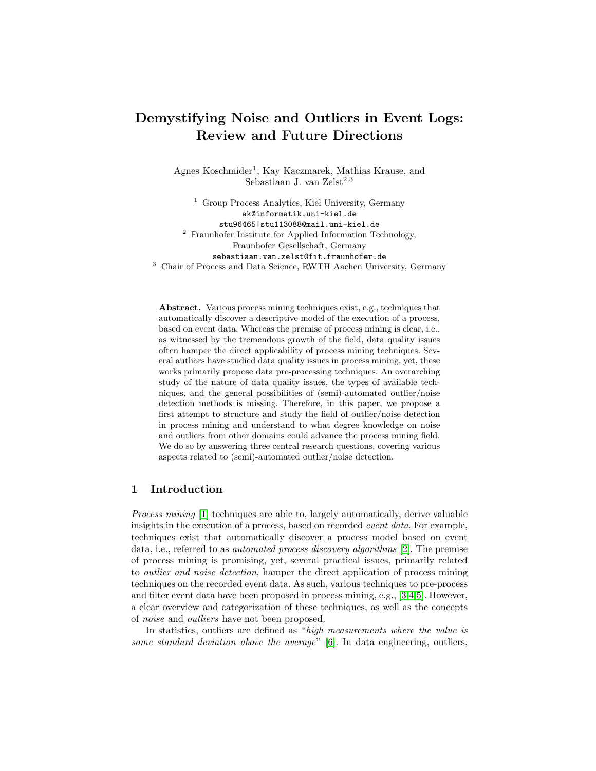# Demystifying Noise and Outliers in Event Logs: Review and Future Directions

Agnes Koschmider[1], Kay Kaczmarek, Mathias Krause, and Sebastiaan J. van Zelst[2,3]

[1] Group Process Analytics, Kiel University, Germany
ak@informatik.uni-kiel.de
stu96465|stu113088@mail.uni-kiel.de

[2] Fraunhofer Institute for Applied Information Technology, Fraunhofer Gesellschaft, Germany
sebastiaan.van.zelst@fit.fraunhofer.de

[3] Chair of Process and Data Science, RWTH Aachen University, Germany

**Abstract.** Various process mining techniques exist, e.g., techniques that automatically discover a descriptive model of the execution of a process, based on event data. Whereas the premise of process mining is clear, i.e., as witnessed by the tremendous growth of the field, data quality issues often hamper the direct applicability of process mining techniques. Several authors have studied data quality issues in process mining, yet, these works primarily propose data pre-processing techniques. An overarching study of the nature of data quality issues, the types of available techniques, and the general possibilities of (semi)-automated outlier/noise detection methods is missing. Therefore, in this paper, we propose a first attempt to structure and study the field of outlier/noise detection in process mining and understand to what degree knowledge on noise and outliers from other domains could advance the process mining field. We do so by answering three central research questions, covering various aspects related to (semi)-automated outlier/noise detection.

## 1 Introduction

*Process mining* [1] techniques are able to, largely automatically, derive valuable insights in the execution of a process, based on recorded *event data*. For example, techniques exist that automatically discover a process model based on event data, i.e., referred to as *automated process discovery algorithms* [2]. The premise of process mining is promising, yet, several practical issues, primarily related to *outlier and noise detection*, hamper the direct application of process mining techniques on the recorded event data. As such, various techniques to pre-process and filter event data have been proposed in process mining, e.g., [3,4,5]. However, a clear overview and categorization of these techniques, as well as the concepts of *noise* and *outliers* have not been proposed.

In statistics, outliers are defined as "*high measurements where the value is some standard deviation above the average*" [6]. In data engineering, outliers,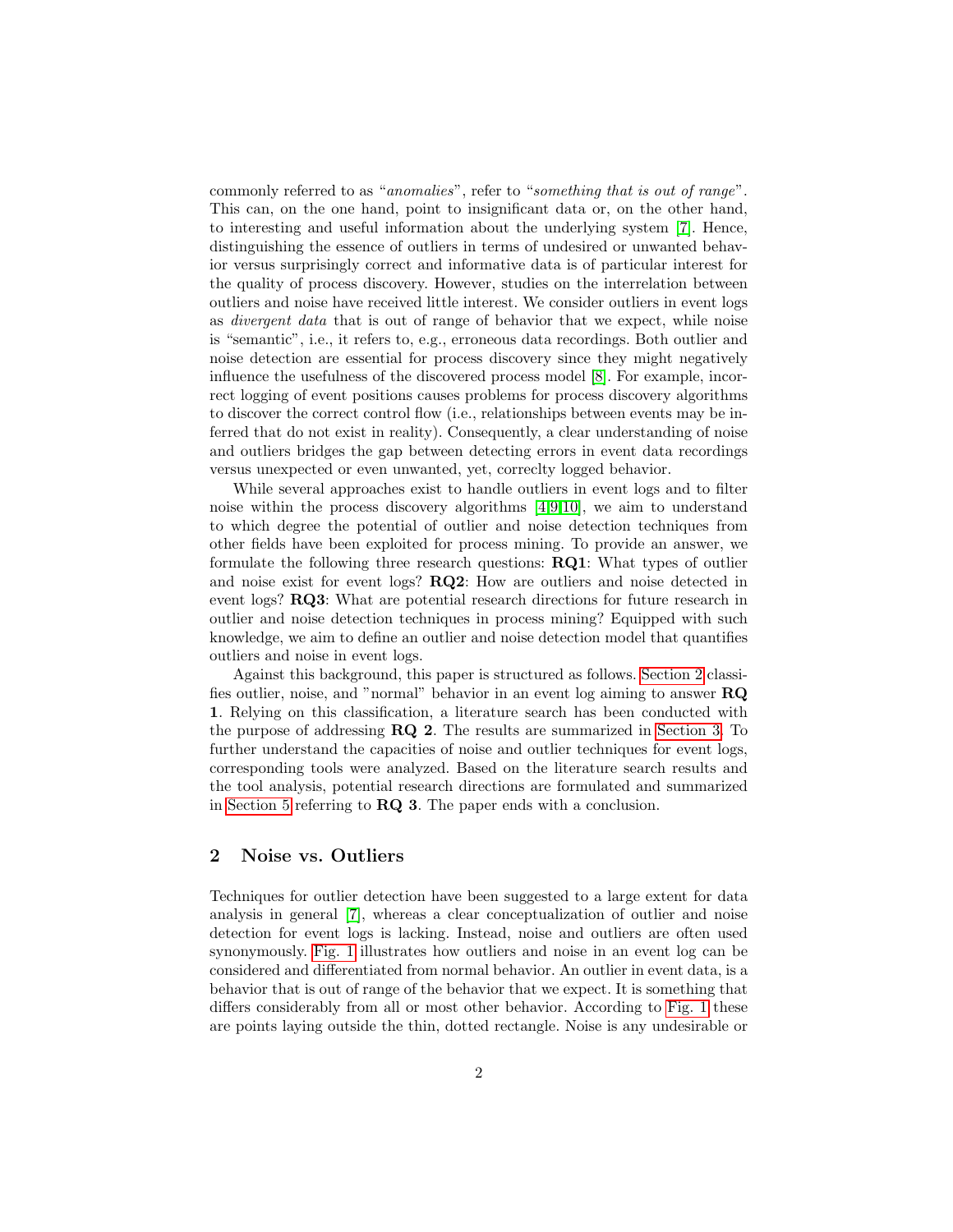commonly referred to as "*anomalies*", refer to "*something that is out of range*". This can, on the one hand, point to insignificant data or, on the other hand, to interesting and useful information about the underlying system [7]. Hence, distinguishing the essence of outliers in terms of undesired or unwanted behavior versus surprisingly correct and informative data is of particular interest for the quality of process discovery. However, studies on the interrelation between outliers and noise have received little interest. We consider outliers in event logs as *divergent data* that is out of range of behavior that we expect, while noise is "semantic", i.e., it refers to, e.g., erroneous data recordings. Both outlier and noise detection are essential for process discovery since they might negatively influence the usefulness of the discovered process model [8]. For example, incorrect logging of event positions causes problems for process discovery algorithms to discover the correct control flow (i.e., relationships between events may be inferred that do not exist in reality). Consequently, a clear understanding of noise and outliers bridges the gap between detecting errors in event data recordings versus unexpected or even unwanted, yet, correclty logged behavior.

While several approaches exist to handle outliers in event logs and to filter noise within the process discovery algorithms [4,9,10], we aim to understand to which degree the potential of outlier and noise detection techniques from other fields have been exploited for process mining. To provide an answer, we formulate the following three research questions: **RQ1**: What types of outlier and noise exist for event logs? **RQ2**: How are outliers and noise detected in event logs? **RQ3**: What are potential research directions for future research in outlier and noise detection techniques in process mining? Equipped with such knowledge, we aim to define an outlier and noise detection model that quantifies outliers and noise in event logs.

Against this background, this paper is structured as follows. Section 2 classifies outlier, noise, and "normal" behavior in an event log aiming to answer **RQ 1**. Relying on this classification, a literature search has been conducted with the purpose of addressing **RQ 2**. The results are summarized in Section 3. To further understand the capacities of noise and outlier techniques for event logs, corresponding tools were analyzed. Based on the literature search results and the tool analysis, potential research directions are formulated and summarized in Section 5 referring to **RQ 3**. The paper ends with a conclusion.

## 2 Noise vs. Outliers

Techniques for outlier detection have been suggested to a large extent for data analysis in general [7], whereas a clear conceptualization of outlier and noise detection for event logs is lacking. Instead, noise and outliers are often used synonymously. Fig. 1 illustrates how outliers and noise in an event log can be considered and differentiated from normal behavior. An outlier in event data, is a behavior that is out of range of the behavior that we expect. It is something that differs considerably from all or most other behavior. According to Fig. 1 these are points laying outside the thin, dotted rectangle. Noise is any undesirable or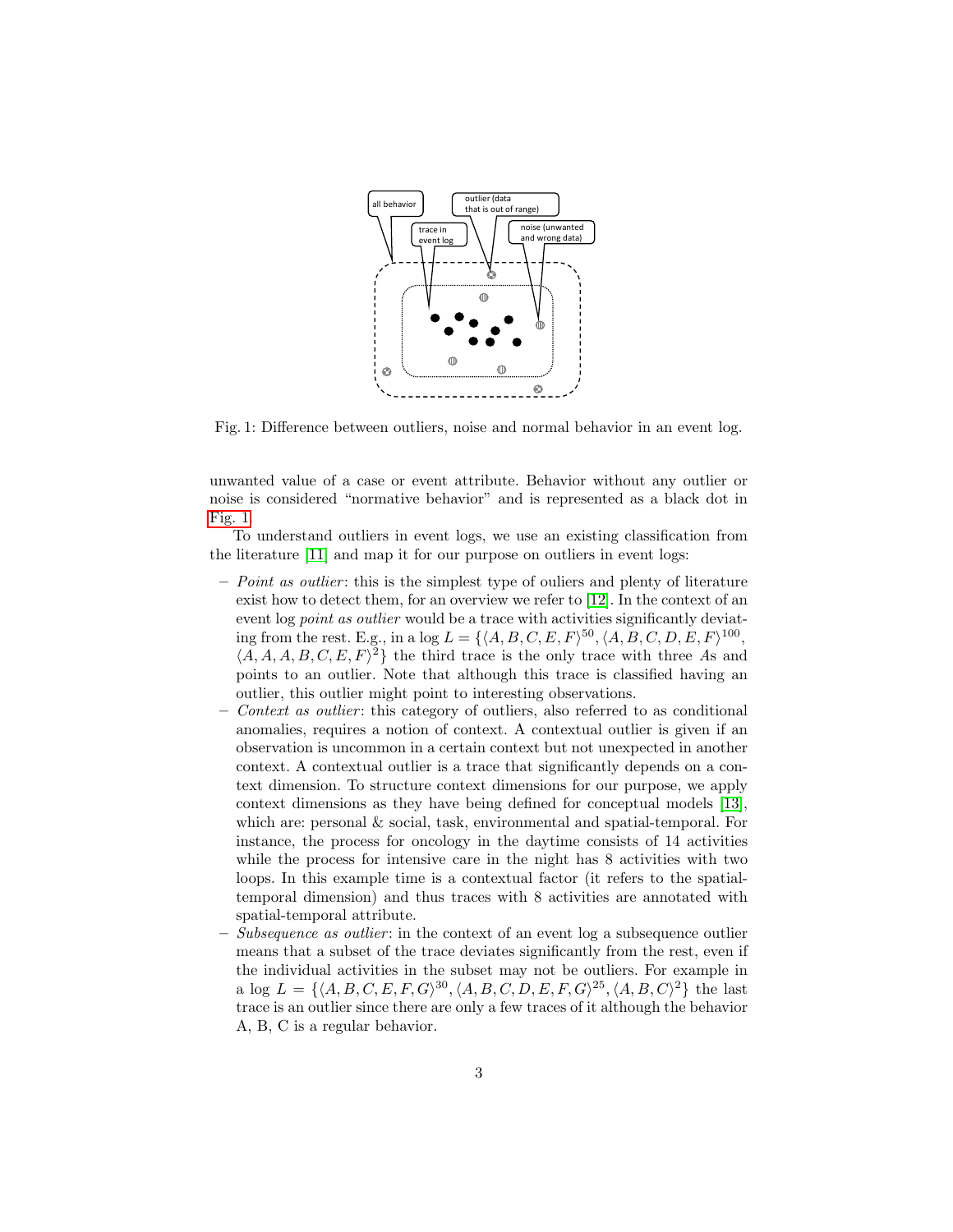Fig. 1: Difference between outliers, noise and normal behavior in an event log.

unwanted value of a case or event attribute. Behavior without any outlier or noise is considered "normative behavior" and is represented as a black dot in Fig. 1.

To understand outliers in event logs, we use an existing classification from the literature [11] and map it for our purpose on outliers in event logs:

- *Point as outlier*: this is the simplest type of ouliers and plenty of literature exist how to detect them, for an overview we refer to [12]. In the context of an event log *point as outlier* would be a trace with activities significantly deviating from the rest. E.g., in a log $L = \{\langle A, B, C, E, F\rangle^{50}, \langle A, B, C, D, E, F\rangle^{100}, \langle A, A, A, B, C, E, F\rangle^{2}\}$ the third trace is the only trace with three $A$s and points to an outlier. Note that although this trace is classified having an outlier, this outlier might point to interesting observations.
- *Context as outlier*: this category of outliers, also referred to as conditional anomalies, requires a notion of context. A contextual outlier is given if an observation is uncommon in a certain context but not unexpected in another context. A contextual outlier is a trace that significantly depends on a context dimension. To structure context dimensions for our purpose, we apply context dimensions as they have being defined for conceptual models [13], which are: personal & social, task, environmental and spatial-temporal. For instance, the process for oncology in the daytime consists of 14 activities while the process for intensive care in the night has 8 activities with two loops. In this example time is a contextual factor (it refers to the spatial-temporal dimension) and thus traces with 8 activities are annotated with spatial-temporal attribute.
- *Subsequence as outlier*: in the context of an event log a subsequence outlier means that a subset of the trace deviates significantly from the rest, even if the individual activities in the subset may not be outliers. For example in a log $L = \{\langle A, B, C, E, F, G\rangle^{30}, \langle A, B, C, D, E, F, G\rangle^{25}, \langle A, B, C\rangle^{2}\}$ the last trace is an outlier since there are only a few traces of it although the behavior A, B, C is a regular behavior.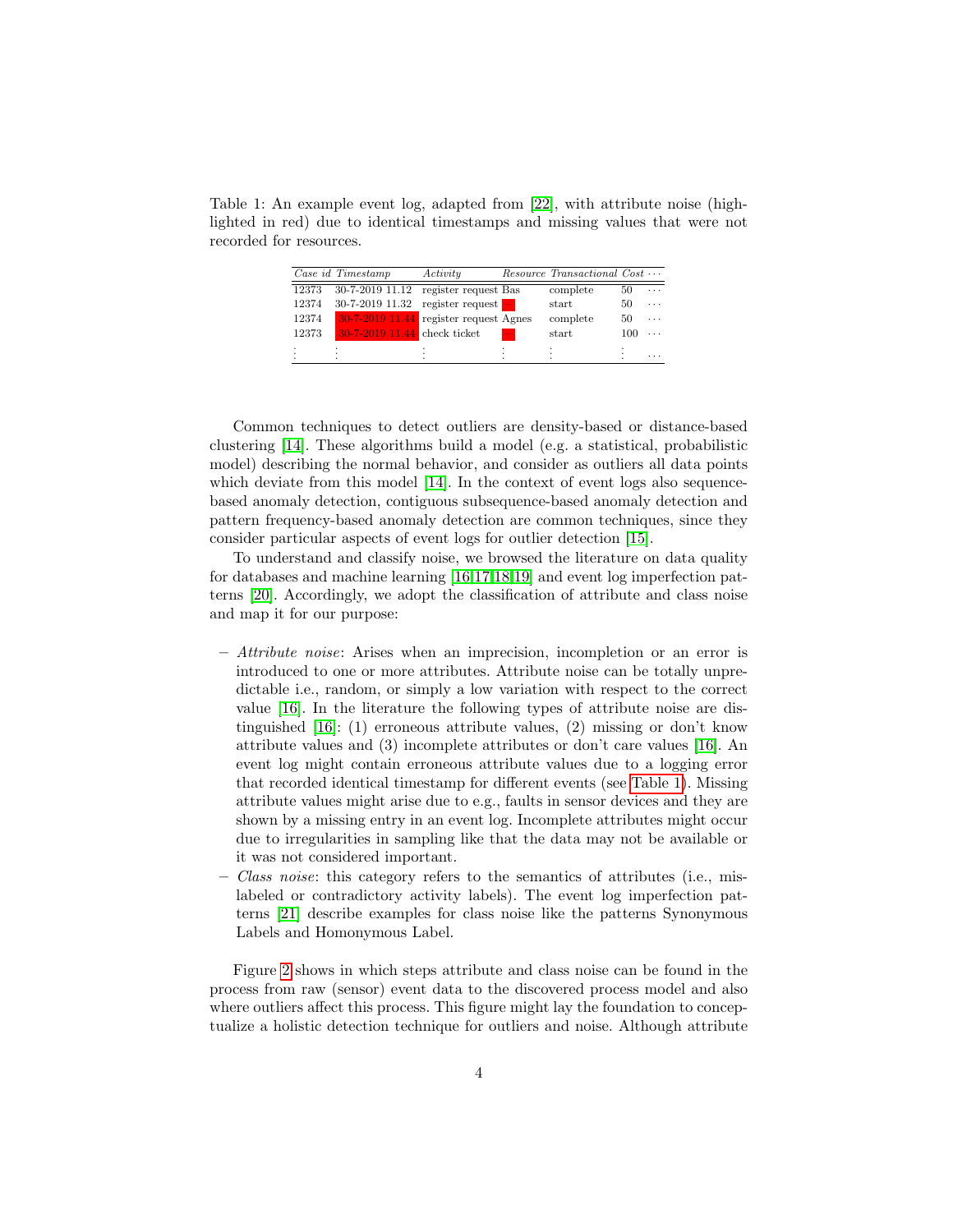Table 1: An example event log, adapted from [22], with attribute noise (highlighted in red) due to identical timestamps and missing values that were not recorded for resources.

| *Case id* | *Timestamp* | *Activity* | *Resource* | *Transactional* | *Cost* | ⋯ |
|---|---|---|---|---|---|---|
| 12373 | 30-7-2019 11.12 | register request | Bas | complete | 50 | ⋯ |
| 12374 | 30-7-2019 11.32 | register request | – | start | 50 | ⋯ |
| 12374 | 30-7-2019 11.44 | register request | Agnes | complete | 50 | ⋯ |
| 12373 | 30-7-2019 11.44 | check ticket | – | start | 100 | ⋯ |
| ⋮ | ⋮ | ⋮ | ⋮ | ⋮ | ⋮ | ⋯ |

Common techniques to detect outliers are density-based or distance-based clustering [14]. These algorithms build a model (e.g. a statistical, probabilistic model) describing the normal behavior, and consider as outliers all data points which deviate from this model [14]. In the context of event logs also sequence-based anomaly detection, contiguous subsequence-based anomaly detection and pattern frequency-based anomaly detection are common techniques, since they consider particular aspects of event logs for outlier detection [15].

To understand and classify noise, we browsed the literature on data quality for databases and machine learning [16,17,18,19] and event log imperfection patterns [20]. Accordingly, we adopt the classification of attribute and class noise and map it for our purpose:

- *Attribute noise*: Arises when an imprecision, incompletion or an error is introduced to one or more attributes. Attribute noise can be totally unpredictable i.e., random, or simply a low variation with respect to the correct value [16]. In the literature the following types of attribute noise are distinguished [16]: (1) erroneous attribute values, (2) missing or don't know attribute values and (3) incomplete attributes or don't care values [16]. An event log might contain erroneous attribute values due to a logging error that recorded identical timestamp for different events (see Table 1). Missing attribute values might arise due to e.g., faults in sensor devices and they are shown by a missing entry in an event log. Incomplete attributes might occur due to irregularities in sampling like that the data may not be available or it was not considered important.
- *Class noise*: this category refers to the semantics of attributes (i.e., mislabeled or contradictory activity labels). The event log imperfection patterns [21] describe examples for class noise like the patterns Synonymous Labels and Homonymous Label.

Figure 2 shows in which steps attribute and class noise can be found in the process from raw (sensor) event data to the discovered process model and also where outliers affect this process. This figure might lay the foundation to conceptualize a holistic detection technique for outliers and noise. Although attribute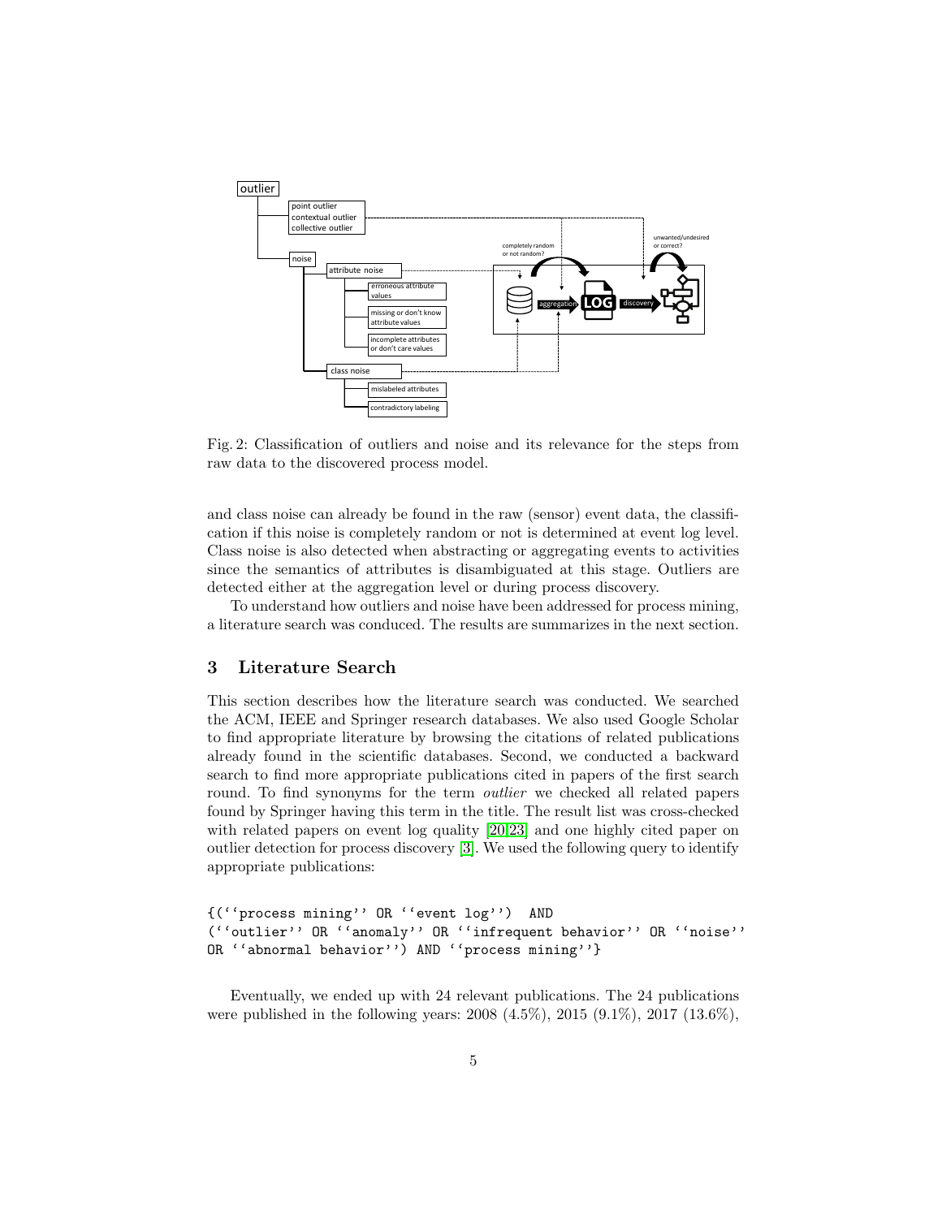Fig. 2: Classification of outliers and noise and its relevance for the steps from raw data to the discovered process model.

and class noise can already be found in the raw (sensor) event data, the classification if this noise is completely random or not is determined at event log level. Class noise is also detected when abstracting or aggregating events to activities since the semantics of attributes is disambiguated at this stage. Outliers are detected either at the aggregation level or during process discovery.

To understand how outliers and noise have been addressed for process mining, a literature search was conduced. The results are summarizes in the next section.

## 3 Literature Search

This section describes how the literature search was conducted. We searched the ACM, IEEE and Springer research databases. We also used Google Scholar to find appropriate literature by browsing the citations of related publications already found in the scientific databases. Second, we conducted a backward search to find more appropriate publications cited in papers of the first search round. To find synonyms for the term *outlier* we checked all related papers found by Springer having this term in the title. The result list was cross-checked with related papers on event log quality [20,23] and one highly cited paper on outlier detection for process discovery [3]. We used the following query to identify appropriate publications:

```
{(''process mining'' OR ''event log'')  AND
(''outlier'' OR ''anomaly'' OR ''infrequent behavior'' OR ''noise''
OR ''abnormal behavior'') AND ''process mining''}
```

Eventually, we ended up with 24 relevant publications. The 24 publications were published in the following years: 2008 (4.5%), 2015 (9.1%), 2017 (13.6%),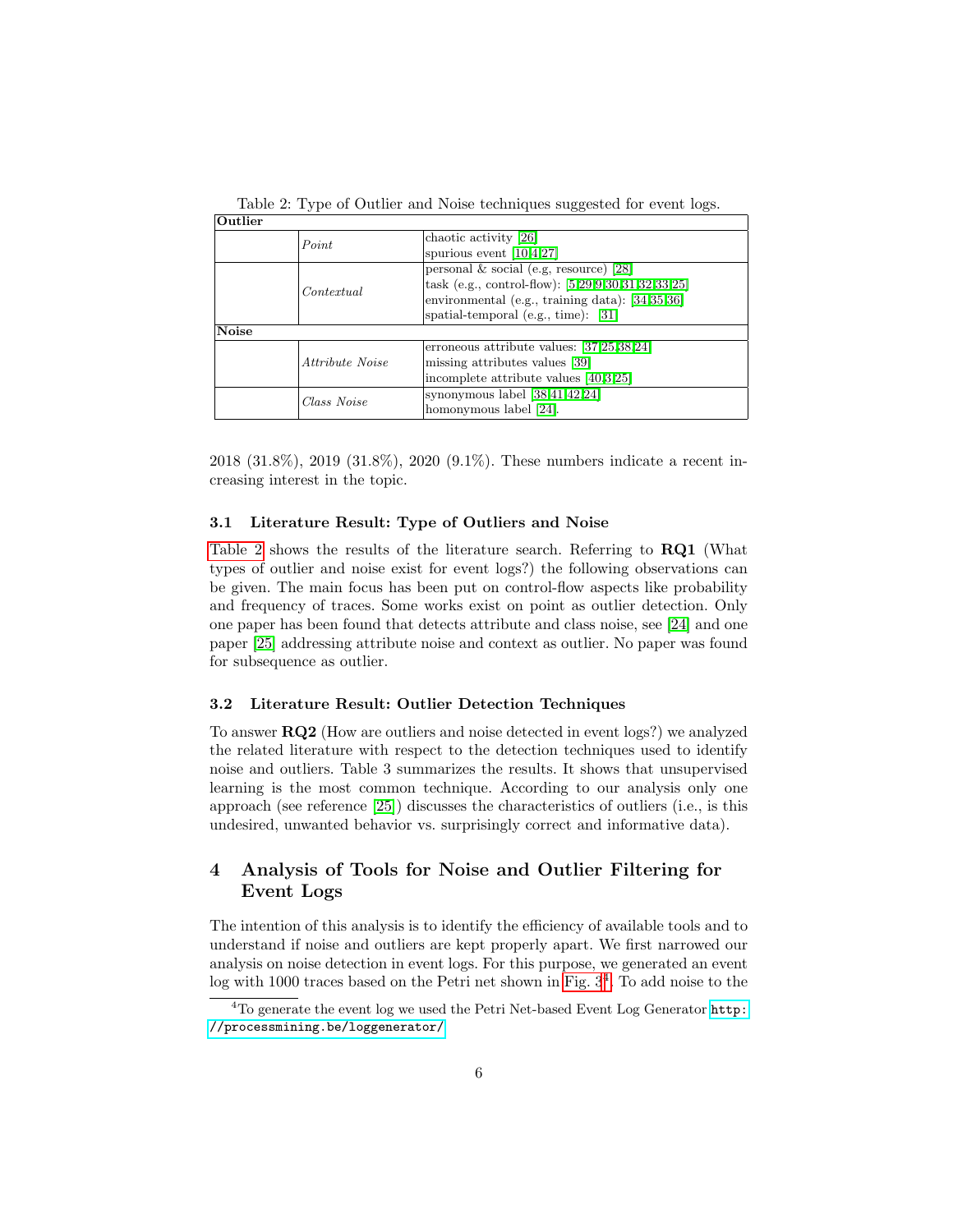Table 2: Type of Outlier and Noise techniques suggested for event logs.

| **Outlier** | | |
|---|---|---|
| | *Point* | chaotic activity [26]<br>spurious event [10,4,27] |
| | *Contextual* | personal & social (e.g, resource) [28]<br>task (e.g., control-flow): [5,29,9,30,31,32,33,25]<br>environmental (e.g., training data): [34,35,36]<br>spatial-temporal (e.g., time): [31] |
| **Noise** | | |
| | *Attribute Noise* | erroneous attribute values: [37,25,38,24]<br>missing attributes values [39]<br>incomplete attribute values [40,3,25] |
| | *Class Noise* | synonymous label [38,41,42,24]<br>homonymous label [24]. |

2018 (31.8%), 2019 (31.8%), 2020 (9.1%). These numbers indicate a recent increasing interest in the topic.

### 3.1 Literature Result: Type of Outliers and Noise

Table 2 shows the results of the literature search. Referring to **RQ1** (What types of outlier and noise exist for event logs?) the following observations can be given. The main focus has been put on control-flow aspects like probability and frequency of traces. Some works exist on point as outlier detection. Only one paper has been found that detects attribute and class noise, see [24] and one paper [25] addressing attribute noise and context as outlier. No paper was found for subsequence as outlier.

### 3.2 Literature Result: Outlier Detection Techniques

To answer **RQ2** (How are outliers and noise detected in event logs?) we analyzed the related literature with respect to the detection techniques used to identify noise and outliers. Table 3 summarizes the results. It shows that unsupervised learning is the most common technique. According to our analysis only one approach (see reference [25]) discusses the characteristics of outliers (i.e., is this undesired, unwanted behavior vs. surprisingly correct and informative data).

## 4 Analysis of Tools for Noise and Outlier Filtering for Event Logs

The intention of this analysis is to identify the efficiency of available tools and to understand if noise and outliers are kept properly apart. We first narrowed our analysis on noise detection in event logs. For this purpose, we generated an event log with 1000 traces based on the Petri net shown in Fig. 3[4]. To add noise to the

[4] To generate the event log we used the Petri Net-based Event Log Generator http://processmining.be/loggenerator/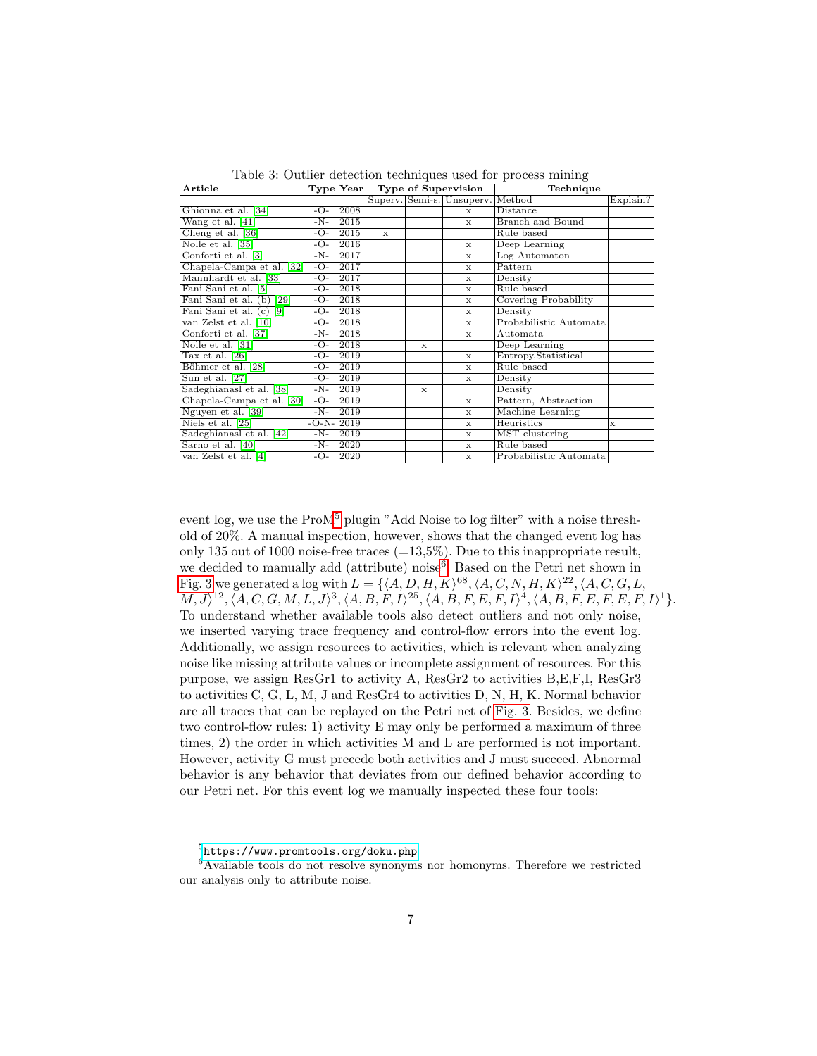Table 3: Outlier detection techniques used for process mining

| Article | Type | Year | Type of Supervision | | | Technique | |
|---|---|---|---|---|---|---|---|
| | | | Superv. | Semi-s. | Unsuperv. | Method | Explain? |
| Ghionna et al. [34] | -O- | 2008 | | | x | Distance | |
| Wang et al. [41] | -N- | 2015 | | | x | Branch and Bound | |
| Cheng et al. [36] | -O- | 2015 | x | | | Rule based | |
| Nolle et al. [35] | -O- | 2016 | | | x | Deep Learning | |
| Conforti et al. [3] | -N- | 2017 | | | x | Log Automaton | |
| Chapela-Campa et al. [32] | -O- | 2017 | | | x | Pattern | |
| Mannhardt et al. [33] | -O- | 2017 | | | x | Density | |
| Fani Sani et al. [5] | -O- | 2018 | | | x | Rule based | |
| Fani Sani et al. (b) [29] | -O- | 2018 | | | x | Covering Probability | |
| Fani Sani et al. (c) [9] | -O- | 2018 | | | x | Density | |
| van Zelst et al. [10] | -O- | 2018 | | | x | Probabilistic Automata | |
| Conforti et al. [37] | -N- | 2018 | | | x | Automata | |
| Nolle et al. [31] | -O- | 2018 | | x | | Deep Learning | |
| Tax et al. [26] | -O- | 2019 | | | x | Entropy,Statistical | |
| Böhmer et al. [28] | -O- | 2019 | | | x | Rule based | |
| Sun et al. [27] | -O- | 2019 | | | x | Density | |
| Sadeghianasl et al. [38] | -N- | 2019 | | x | | Density | |
| Chapela-Campa et al. [30] | -O- | 2019 | | | x | Pattern, Abstraction | |
| Nguyen et al. [39] | -N- | 2019 | | | x | Machine Learning | |
| Niels et al. [25] | -O-N- | 2019 | | | x | Heuristics | x |
| Sadeghianasl et al. [42] | -N- | 2019 | | | x | MST clustering | |
| Sarno et al. [40] | -N- | 2020 | | | x | Rule based | |
| van Zelst et al. [4] | -O- | 2020 | | | x | Probabilistic Automata | |

event log, we use the ProM[5] plugin "Add Noise to log filter" with a noise threshold of 20%. A manual inspection, however, shows that the changed event log has only 135 out of 1000 noise-free traces (=13,5%). Due to this inappropriate result, we decided to manually add (attribute) noise[6]. Based on the Petri net shown in Fig. 3 we generated a log with $L = \{\langle A, D, H, K\rangle^{68}, \langle A, C, N, H, K\rangle^{22}, \langle A, C, G, L, M, J\rangle^{12}, \langle A, C, G, M, L, J\rangle^{3}, \langle A, B, F, I\rangle^{25}, \langle A, B, F, E, F, I\rangle^{4}, \langle A, B, F, E, F, E, F, I\rangle^{1}\}$. To understand whether available tools also detect outliers and not only noise, we inserted varying trace frequency and control-flow errors into the event log. Additionally, we assign resources to activities, which is relevant when analyzing noise like missing attribute values or incomplete assignment of resources. For this purpose, we assign ResGr1 to activity A, ResGr2 to activities B,E,F,I, ResGr3 to activities C, G, L, M, J and ResGr4 to activities D, N, H, K. Normal behavior are all traces that can be replayed on the Petri net of Fig. 3. Besides, we define two control-flow rules: 1) activity E may only be performed a maximum of three times, 2) the order in which activities M and L are performed is not important. However, activity G must precede both activities and J must succeed. Abnormal behavior is any behavior that deviates from our defined behavior according to our Petri net. For this event log we manually inspected these four tools:

[5] https://www.promtools.org/doku.php

[6] Available tools do not resolve synonyms nor homonyms. Therefore we restricted our analysis only to attribute noise.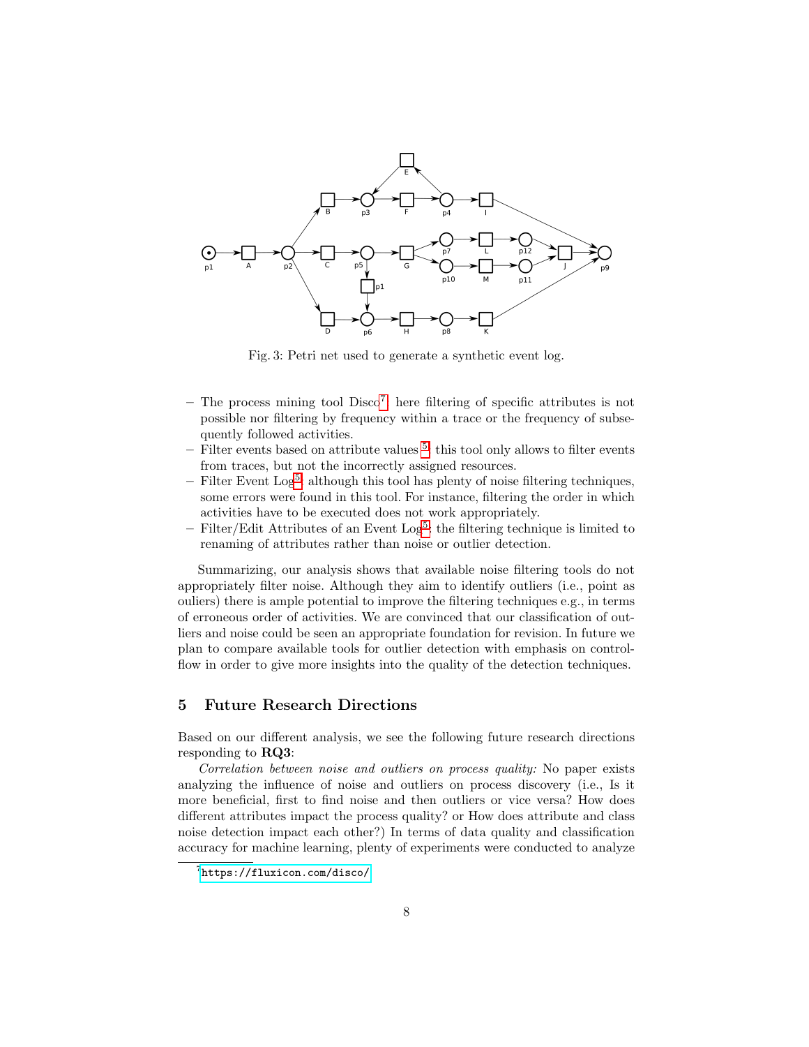Fig. 3: Petri net used to generate a synthetic event log.

- The process mining tool Disco[7]: here filtering of specific attributes is not possible nor filtering by frequency within a trace or the frequency of subsequently followed activities.
- Filter events based on attribute values [5]: this tool only allows to filter events from traces, but not the incorrectly assigned resources.
- Filter Event Log[5]: although this tool has plenty of noise filtering techniques, some errors were found in this tool. For instance, filtering the order in which activities have to be executed does not work appropriately.
- Filter/Edit Attributes of an Event Log[5]: the filtering technique is limited to renaming of attributes rather than noise or outlier detection.

Summarizing, our analysis shows that available noise filtering tools do not appropriately filter noise. Although they aim to identify outliers (i.e., point as ouliers) there is ample potential to improve the filtering techniques e.g., in terms of erroneous order of activities. We are convinced that our classification of outliers and noise could be seen an appropriate foundation for revision. In future we plan to compare available tools for outlier detection with emphasis on control-flow in order to give more insights into the quality of the detection techniques.

## 5 Future Research Directions

Based on our different analysis, we see the following future research directions responding to **RQ3**:

*Correlation between noise and outliers on process quality:* No paper exists analyzing the influence of noise and outliers on process discovery (i.e., Is it more beneficial, first to find noise and then outliers or vice versa? How does different attributes impact the process quality? or How does attribute and class noise detection impact each other?) In terms of data quality and classification accuracy for machine learning, plenty of experiments were conducted to analyze

[7] https://fluxicon.com/disco/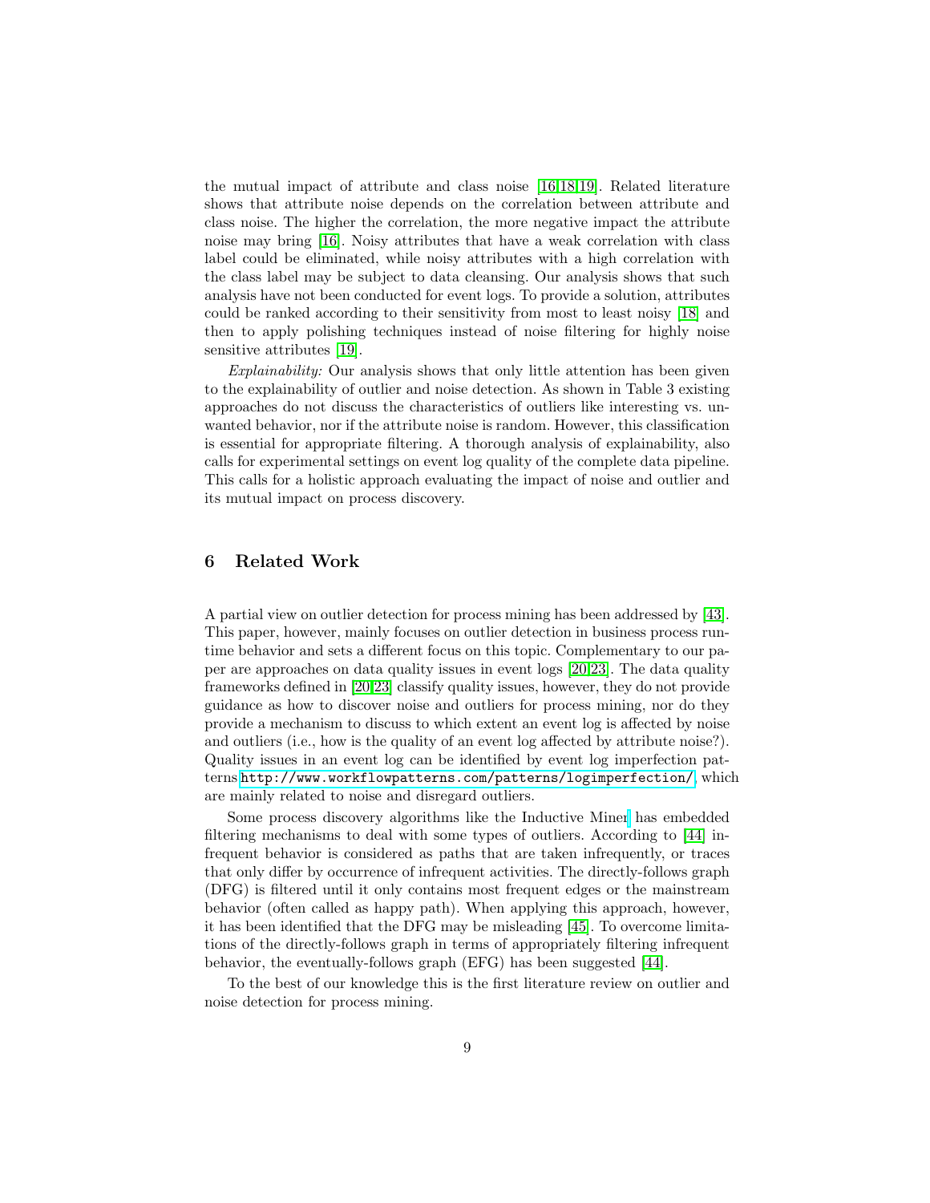the mutual impact of attribute and class noise [16,18,19]. Related literature shows that attribute noise depends on the correlation between attribute and class noise. The higher the correlation, the more negative impact the attribute noise may bring [16]. Noisy attributes that have a weak correlation with class label could be eliminated, while noisy attributes with a high correlation with the class label may be subject to data cleansing. Our analysis shows that such analysis have not been conducted for event logs. To provide a solution, attributes could be ranked according to their sensitivity from most to least noisy [18] and then to apply polishing techniques instead of noise filtering for highly noise sensitive attributes [19].

*Explainability:* Our analysis shows that only little attention has been given to the explainability of outlier and noise detection. As shown in Table 3 existing approaches do not discuss the characteristics of outliers like interesting vs. unwanted behavior, nor if the attribute noise is random. However, this classification is essential for appropriate filtering. A thorough analysis of explainability, also calls for experimental settings on event log quality of the complete data pipeline. This calls for a holistic approach evaluating the impact of noise and outlier and its mutual impact on process discovery.

## 6 Related Work

A partial view on outlier detection for process mining has been addressed by [43]. This paper, however, mainly focuses on outlier detection in business process runtime behavior and sets a different focus on this topic. Complementary to our paper are approaches on data quality issues in event logs [20,23]. The data quality frameworks defined in [20,23] classify quality issues, however, they do not provide guidance as how to discover noise and outliers for process mining, nor do they provide a mechanism to discuss to which extent an event log is affected by noise and outliers (i.e., how is the quality of an event log affected by attribute noise?). Quality issues in an event log can be identified by event log imperfection patterns http://www.workflowpatterns.com/patterns/logimperfection/, which are mainly related to noise and disregard outliers.

Some process discovery algorithms like the Inductive Miner has embedded filtering mechanisms to deal with some types of outliers. According to [44] infrequent behavior is considered as paths that are taken infrequently, or traces that only differ by occurrence of infrequent activities. The directly-follows graph (DFG) is filtered until it only contains most frequent edges or the mainstream behavior (often called as happy path). When applying this approach, however, it has been identified that the DFG may be misleading [45]. To overcome limitations of the directly-follows graph in terms of appropriately filtering infrequent behavior, the eventually-follows graph (EFG) has been suggested [44].

To the best of our knowledge this is the first literature review on outlier and noise detection for process mining.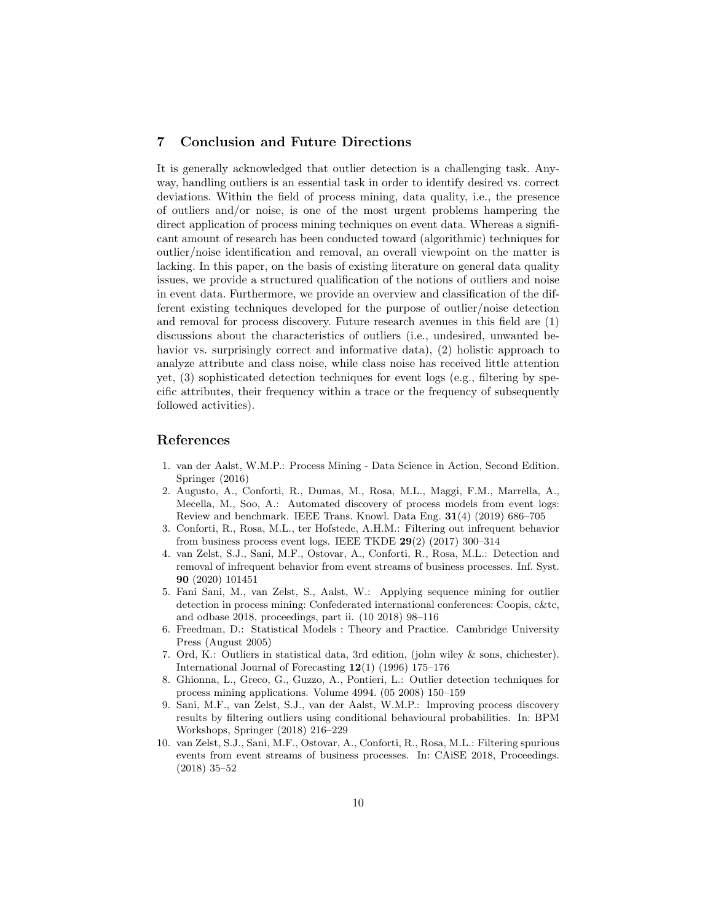## 7 Conclusion and Future Directions

It is generally acknowledged that outlier detection is a challenging task. Anyway, handling outliers is an essential task in order to identify desired vs. correct deviations. Within the field of process mining, data quality, i.e., the presence of outliers and/or noise, is one of the most urgent problems hampering the direct application of process mining techniques on event data. Whereas a significant amount of research has been conducted toward (algorithmic) techniques for outlier/noise identification and removal, an overall viewpoint on the matter is lacking. In this paper, on the basis of existing literature on general data quality issues, we provide a structured qualification of the notions of outliers and noise in event data. Furthermore, we provide an overview and classification of the different existing techniques developed for the purpose of outlier/noise detection and removal for process discovery. Future research avenues in this field are (1) discussions about the characteristics of outliers (i.e., undesired, unwanted behavior vs. surprisingly correct and informative data), (2) holistic approach to analyze attribute and class noise, while class noise has received little attention yet, (3) sophisticated detection techniques for event logs (e.g., filtering by specific attributes, their frequency within a trace or the frequency of subsequently followed activities).

## References

1. van der Aalst, W.M.P.: Process Mining - Data Science in Action, Second Edition. Springer (2016)
2. Augusto, A., Conforti, R., Dumas, M., Rosa, M.L., Maggi, F.M., Marrella, A., Mecella, M., Soo, A.: Automated discovery of process models from event logs: Review and benchmark. IEEE Trans. Knowl. Data Eng. **31**(4) (2019) 686–705
3. Conforti, R., Rosa, M.L., ter Hofstede, A.H.M.: Filtering out infrequent behavior from business process event logs. IEEE TKDE **29**(2) (2017) 300–314
4. van Zelst, S.J., Sani, M.F., Ostovar, A., Conforti, R., Rosa, M.L.: Detection and removal of infrequent behavior from event streams of business processes. Inf. Syst. **90** (2020) 101451
5. Fani Sani, M., van Zelst, S., Aalst, W.: Applying sequence mining for outlier detection in process mining: Confederated international conferences: Coopis, c&tc, and odbase 2018, proceedings, part ii. (10 2018) 98–116
6. Freedman, D.: Statistical Models : Theory and Practice. Cambridge University Press (August 2005)
7. Ord, K.: Outliers in statistical data, 3rd edition, (john wiley & sons, chichester). International Journal of Forecasting **12**(1) (1996) 175–176
8. Ghionna, L., Greco, G., Guzzo, A., Pontieri, L.: Outlier detection techniques for process mining applications. Volume 4994. (05 2008) 150–159
9. Sani, M.F., van Zelst, S.J., van der Aalst, W.M.P.: Improving process discovery results by filtering outliers using conditional behavioural probabilities. In: BPM Workshops, Springer (2018) 216–229
10. van Zelst, S.J., Sani, M.F., Ostovar, A., Conforti, R., Rosa, M.L.: Filtering spurious events from event streams of business processes. In: CAiSE 2018, Proceedings. (2018) 35–52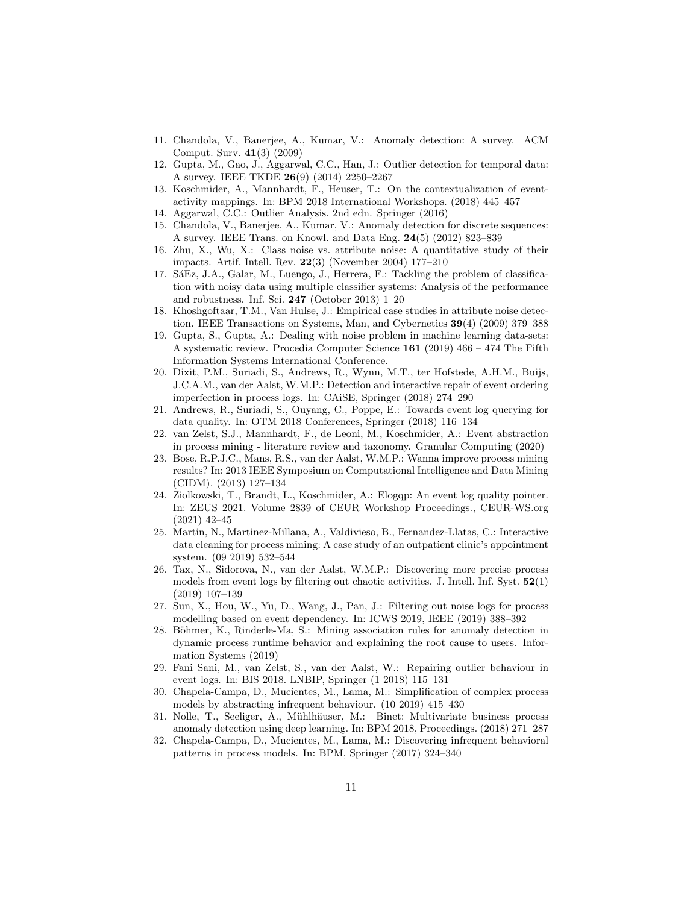11. Chandola, V., Banerjee, A., Kumar, V.: Anomaly detection: A survey. ACM Comput. Surv. **41**(3) (2009)
12. Gupta, M., Gao, J., Aggarwal, C.C., Han, J.: Outlier detection for temporal data: A survey. IEEE TKDE **26**(9) (2014) 2250–2267
13. Koschmider, A., Mannhardt, F., Heuser, T.: On the contextualization of event-activity mappings. In: BPM 2018 International Workshops. (2018) 445–457
14. Aggarwal, C.C.: Outlier Analysis. 2nd edn. Springer (2016)
15. Chandola, V., Banerjee, A., Kumar, V.: Anomaly detection for discrete sequences: A survey. IEEE Trans. on Knowl. and Data Eng. **24**(5) (2012) 823–839
16. Zhu, X., Wu, X.: Class noise vs. attribute noise: A quantitative study of their impacts. Artif. Intell. Rev. **22**(3) (November 2004) 177–210
17. SáEz, J.A., Galar, M., Luengo, J., Herrera, F.: Tackling the problem of classification with noisy data using multiple classifier systems: Analysis of the performance and robustness. Inf. Sci. **247** (October 2013) 1–20
18. Khoshgoftaar, T.M., Van Hulse, J.: Empirical case studies in attribute noise detection. IEEE Transactions on Systems, Man, and Cybernetics **39**(4) (2009) 379–388
19. Gupta, S., Gupta, A.: Dealing with noise problem in machine learning data-sets: A systematic review. Procedia Computer Science **161** (2019) 466 – 474 The Fifth Information Systems International Conference.
20. Dixit, P.M., Suriadi, S., Andrews, R., Wynn, M.T., ter Hofstede, A.H.M., Buijs, J.C.A.M., van der Aalst, W.M.P.: Detection and interactive repair of event ordering imperfection in process logs. In: CAiSE, Springer (2018) 274–290
21. Andrews, R., Suriadi, S., Ouyang, C., Poppe, E.: Towards event log querying for data quality. In: OTM 2018 Conferences, Springer (2018) 116–134
22. van Zelst, S.J., Mannhardt, F., de Leoni, M., Koschmider, A.: Event abstraction in process mining - literature review and taxonomy. Granular Computing (2020)
23. Bose, R.P.J.C., Mans, R.S., van der Aalst, W.M.P.: Wanna improve process mining results? In: 2013 IEEE Symposium on Computational Intelligence and Data Mining (CIDM). (2013) 127–134
24. Ziolkowski, T., Brandt, L., Koschmider, A.: Elogqp: An event log quality pointer. In: ZEUS 2021. Volume 2839 of CEUR Workshop Proceedings., CEUR-WS.org (2021) 42–45
25. Martin, N., Martinez-Millana, A., Valdivieso, B., Fernandez-Llatas, C.: Interactive data cleaning for process mining: A case study of an outpatient clinic's appointment system. (09 2019) 532–544
26. Tax, N., Sidorova, N., van der Aalst, W.M.P.: Discovering more precise process models from event logs by filtering out chaotic activities. J. Intell. Inf. Syst. **52**(1) (2019) 107–139
27. Sun, X., Hou, W., Yu, D., Wang, J., Pan, J.: Filtering out noise logs for process modelling based on event dependency. In: ICWS 2019, IEEE (2019) 388–392
28. Böhmer, K., Rinderle-Ma, S.: Mining association rules for anomaly detection in dynamic process runtime behavior and explaining the root cause to users. Information Systems (2019)
29. Fani Sani, M., van Zelst, S., van der Aalst, W.: Repairing outlier behaviour in event logs. In: BIS 2018. LNBIP, Springer (1 2018) 115–131
30. Chapela-Campa, D., Mucientes, M., Lama, M.: Simplification of complex process models by abstracting infrequent behaviour. (10 2019) 415–430
31. Nolle, T., Seeliger, A., Mühlhäuser, M.: Binet: Multivariate business process anomaly detection using deep learning. In: BPM 2018, Proceedings. (2018) 271–287
32. Chapela-Campa, D., Mucientes, M., Lama, M.: Discovering infrequent behavioral patterns in process models. In: BPM, Springer (2017) 324–340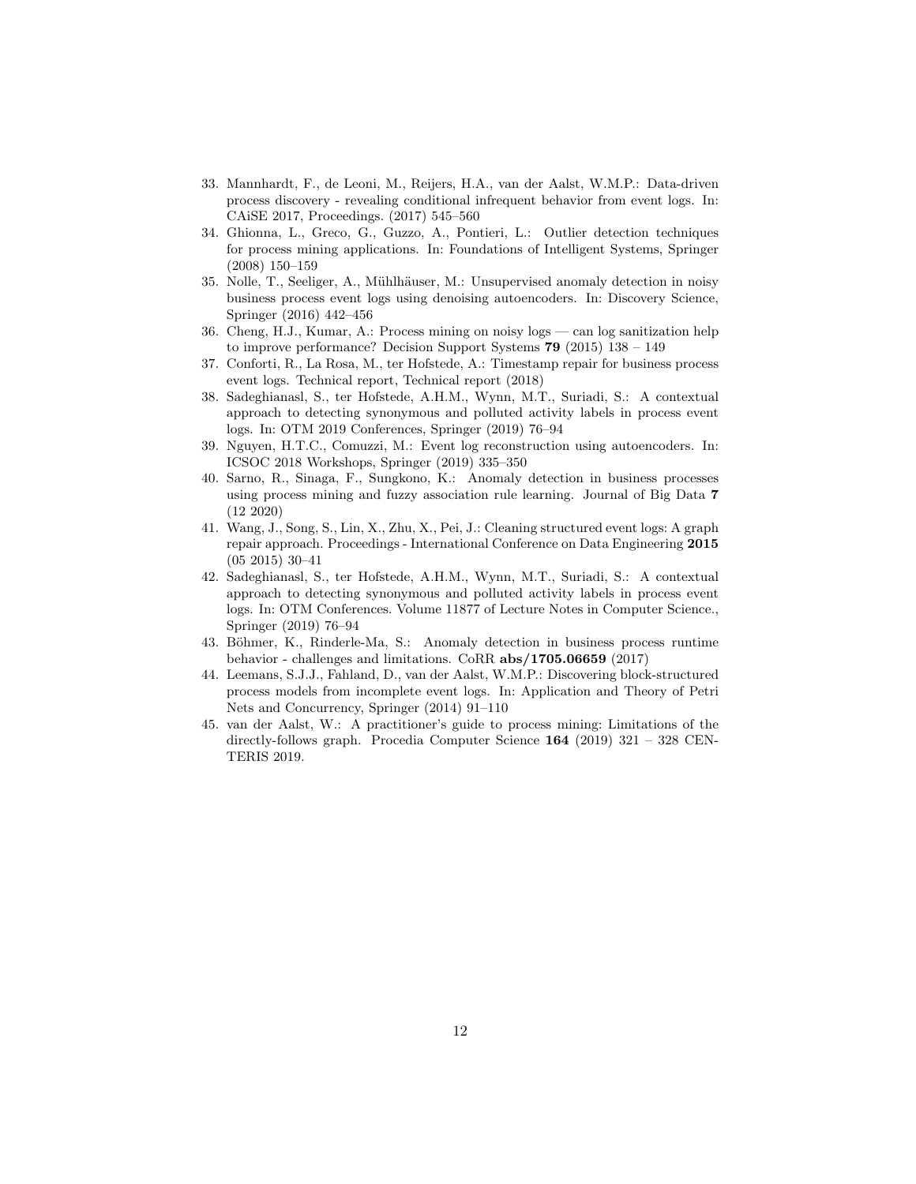33. Mannhardt, F., de Leoni, M., Reijers, H.A., van der Aalst, W.M.P.: Data-driven process discovery - revealing conditional infrequent behavior from event logs. In: CAiSE 2017, Proceedings. (2017) 545–560
34. Ghionna, L., Greco, G., Guzzo, A., Pontieri, L.: Outlier detection techniques for process mining applications. In: Foundations of Intelligent Systems, Springer (2008) 150–159
35. Nolle, T., Seeliger, A., Mühlhäuser, M.: Unsupervised anomaly detection in noisy business process event logs using denoising autoencoders. In: Discovery Science, Springer (2016) 442–456
36. Cheng, H.J., Kumar, A.: Process mining on noisy logs — can log sanitization help to improve performance? Decision Support Systems **79** (2015) 138 – 149
37. Conforti, R., La Rosa, M., ter Hofstede, A.: Timestamp repair for business process event logs. Technical report, Technical report (2018)
38. Sadeghianasl, S., ter Hofstede, A.H.M., Wynn, M.T., Suriadi, S.: A contextual approach to detecting synonymous and polluted activity labels in process event logs. In: OTM 2019 Conferences, Springer (2019) 76–94
39. Nguyen, H.T.C., Comuzzi, M.: Event log reconstruction using autoencoders. In: ICSOC 2018 Workshops, Springer (2019) 335–350
40. Sarno, R., Sinaga, F., Sungkono, K.: Anomaly detection in business processes using process mining and fuzzy association rule learning. Journal of Big Data **7** (12 2020)
41. Wang, J., Song, S., Lin, X., Zhu, X., Pei, J.: Cleaning structured event logs: A graph repair approach. Proceedings - International Conference on Data Engineering **2015** (05 2015) 30–41
42. Sadeghianasl, S., ter Hofstede, A.H.M., Wynn, M.T., Suriadi, S.: A contextual approach to detecting synonymous and polluted activity labels in process event logs. In: OTM Conferences. Volume 11877 of Lecture Notes in Computer Science., Springer (2019) 76–94
43. Böhmer, K., Rinderle-Ma, S.: Anomaly detection in business process runtime behavior - challenges and limitations. CoRR **abs/1705.06659** (2017)
44. Leemans, S.J.J., Fahland, D., van der Aalst, W.M.P.: Discovering block-structured process models from incomplete event logs. In: Application and Theory of Petri Nets and Concurrency, Springer (2014) 91–110
45. van der Aalst, W.: A practitioner's guide to process mining: Limitations of the directly-follows graph. Procedia Computer Science **164** (2019) 321 – 328 CENTERIS 2019.